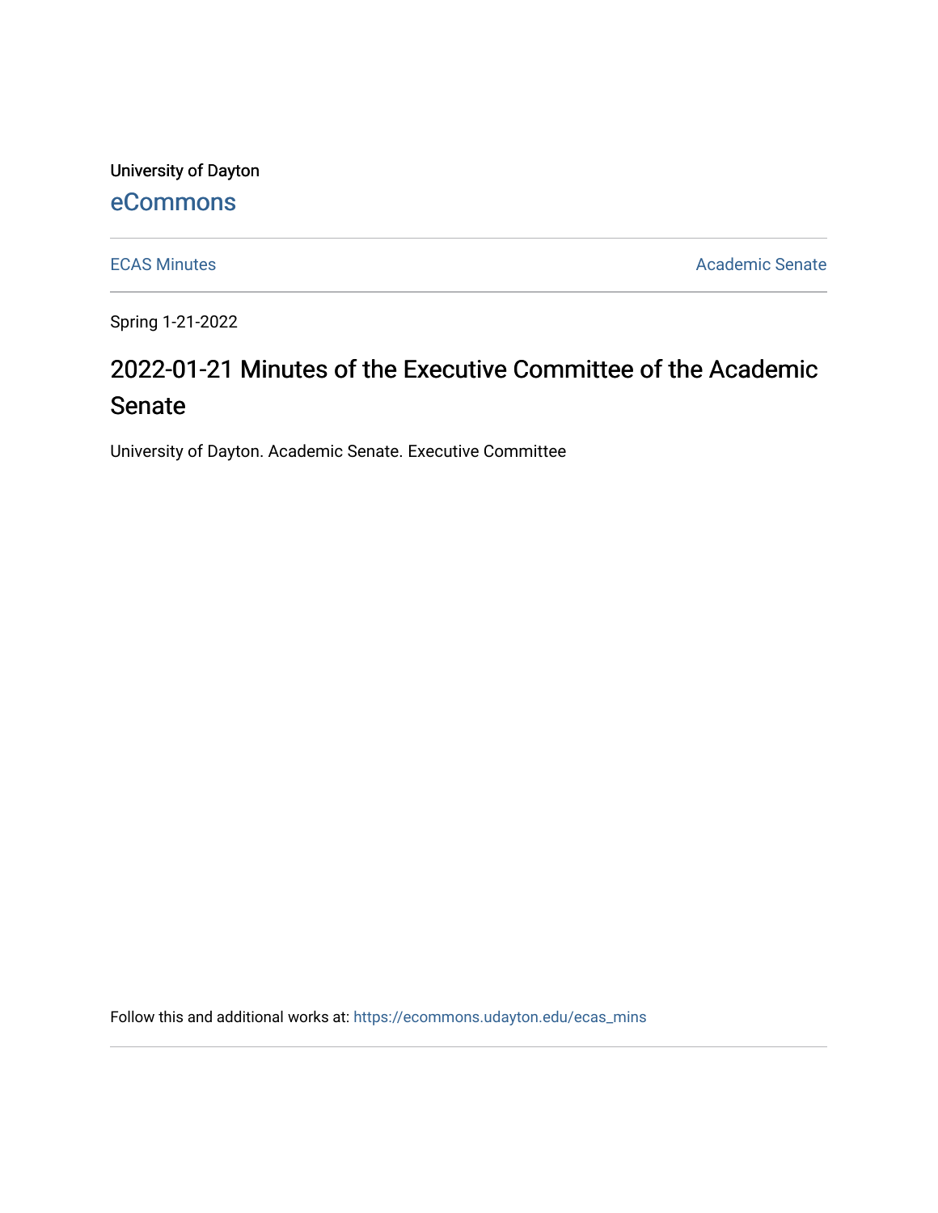University of Dayton

eCommons

ECAS Minutes

Academic Senate

Spring 1-21-2022

# 2022-01-21 Minutes of the Executive Committee of the Academic Senate

University of Dayton. Academic Senate. Executive Committee

Follow this and additional works at: https://ecommons.udayton.edu/ecas_mins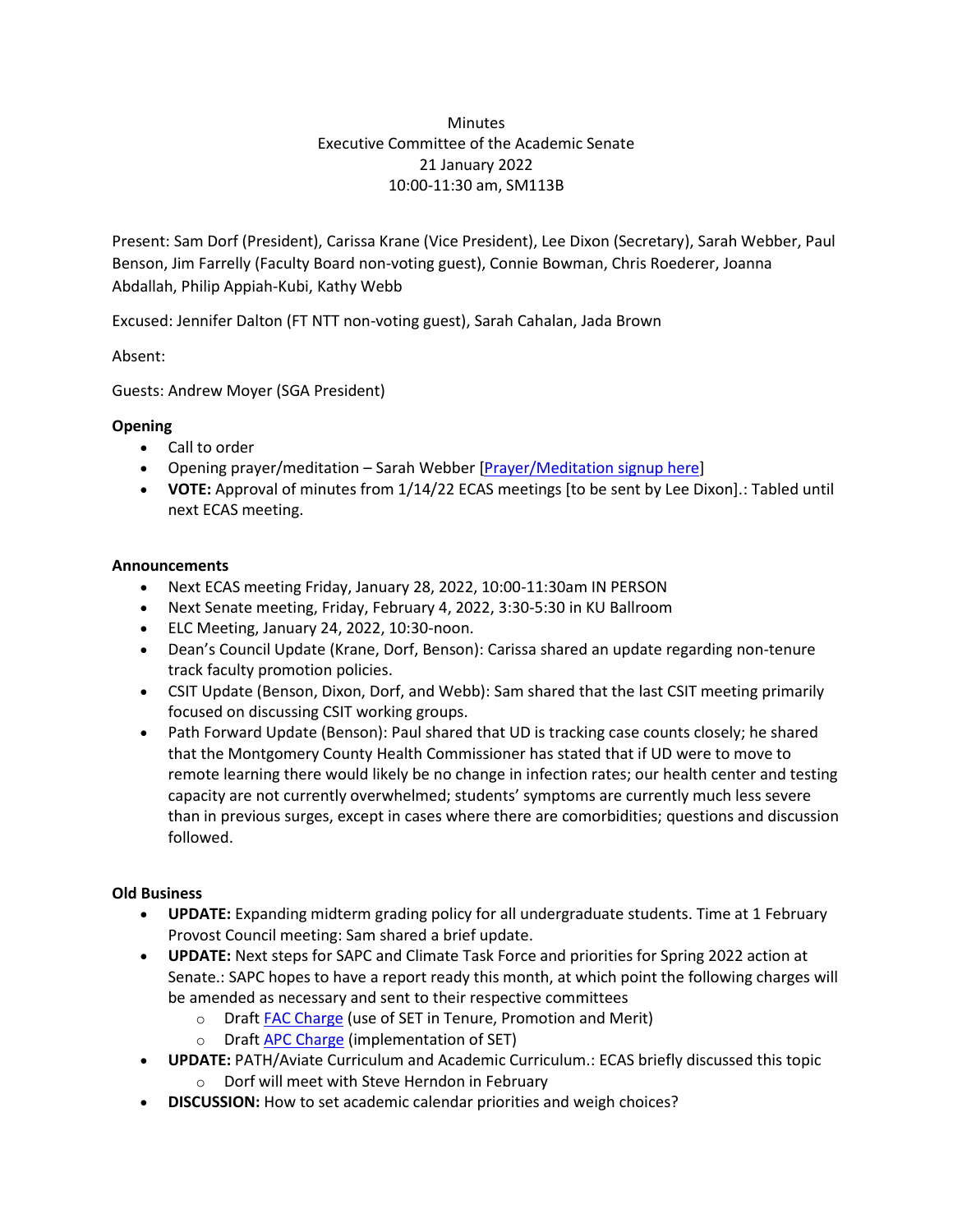Minutes
Executive Committee of the Academic Senate
21 January 2022
10:00-11:30 am, SM113B

Present: Sam Dorf (President), Carissa Krane (Vice President), Lee Dixon (Secretary), Sarah Webber, Paul Benson, Jim Farrelly (Faculty Board non-voting guest), Connie Bowman, Chris Roederer, Joanna Abdallah, Philip Appiah-Kubi, Kathy Webb

Excused: Jennifer Dalton (FT NTT non-voting guest), Sarah Cahalan, Jada Brown

Absent:

Guests: Andrew Moyer (SGA President)

**Opening**

- Call to order
- Opening prayer/meditation – Sarah Webber [Prayer/Meditation signup here]
- **VOTE:** Approval of minutes from 1/14/22 ECAS meetings [to be sent by Lee Dixon].: Tabled until next ECAS meeting.

**Announcements**

- Next ECAS meeting Friday, January 28, 2022, 10:00-11:30am IN PERSON
- Next Senate meeting, Friday, February 4, 2022, 3:30-5:30 in KU Ballroom
- ELC Meeting, January 24, 2022, 10:30-noon.
- Dean's Council Update (Krane, Dorf, Benson): Carissa shared an update regarding non-tenure track faculty promotion policies.
- CSIT Update (Benson, Dixon, Dorf, and Webb): Sam shared that the last CSIT meeting primarily focused on discussing CSIT working groups.
- Path Forward Update (Benson): Paul shared that UD is tracking case counts closely; he shared that the Montgomery County Health Commissioner has stated that if UD were to move to remote learning there would likely be no change in infection rates; our health center and testing capacity are not currently overwhelmed; students' symptoms are currently much less severe than in previous surges, except in cases where there are comorbidities; questions and discussion followed.

**Old Business**

- **UPDATE:** Expanding midterm grading policy for all undergraduate students. Time at 1 February Provost Council meeting: Sam shared a brief update.
- **UPDATE:** Next steps for SAPC and Climate Task Force and priorities for Spring 2022 action at Senate.: SAPC hopes to have a report ready this month, at which point the following charges will be amended as necessary and sent to their respective committees
  - Draft FAC Charge (use of SET in Tenure, Promotion and Merit)
  - Draft APC Charge (implementation of SET)
- **UPDATE:** PATH/Aviate Curriculum and Academic Curriculum.: ECAS briefly discussed this topic
  - Dorf will meet with Steve Herndon in February
- **DISCUSSION:** How to set academic calendar priorities and weigh choices?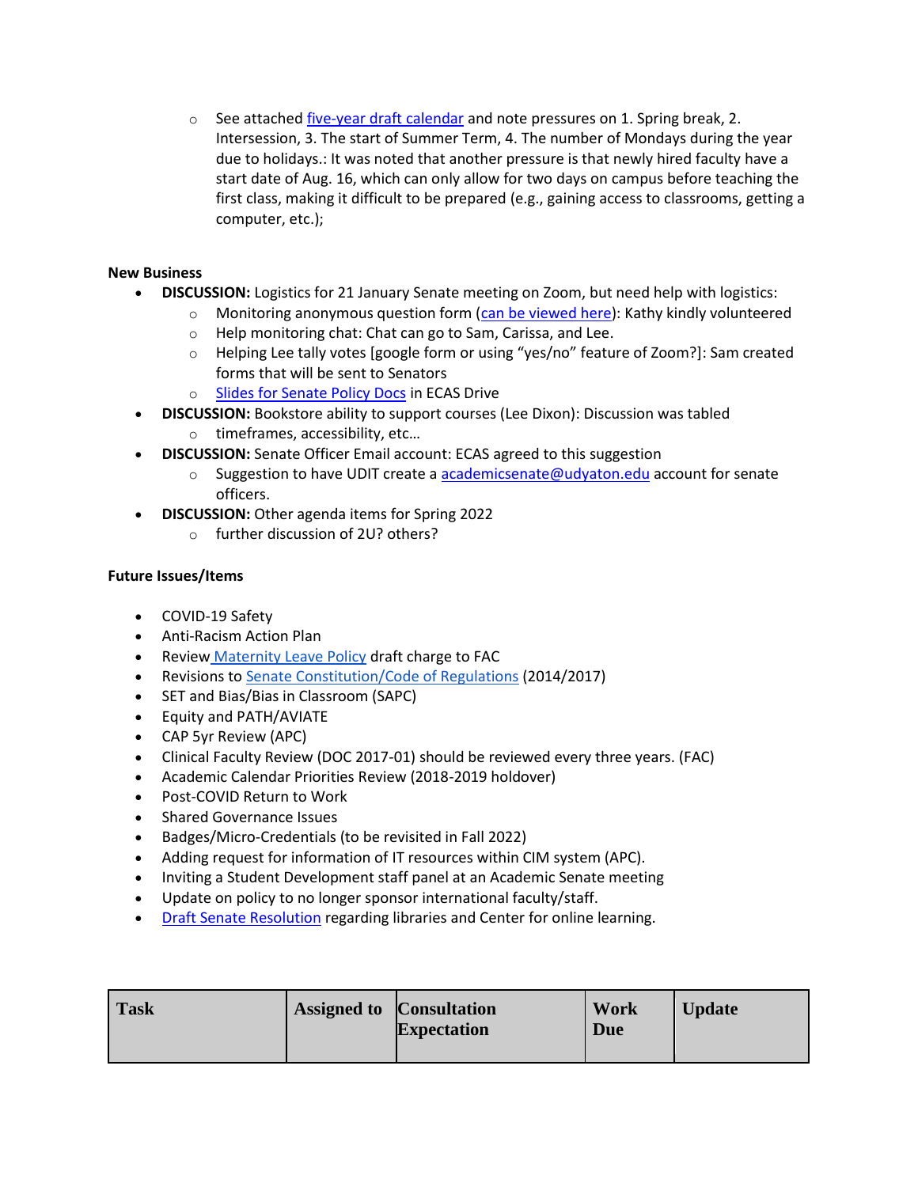- See attached five-year draft calendar and note pressures on 1. Spring break, 2. Intersession, 3. The start of Summer Term, 4. The number of Mondays during the year due to holidays.: It was noted that another pressure is that newly hired faculty have a start date of Aug. 16, which can only allow for two days on campus before teaching the first class, making it difficult to be prepared (e.g., gaining access to classrooms, getting a computer, etc.);

### New Business

- **DISCUSSION:** Logistics for 21 January Senate meeting on Zoom, but need help with logistics:
  - Monitoring anonymous question form (can be viewed here): Kathy kindly volunteered
  - Help monitoring chat: Chat can go to Sam, Carissa, and Lee.
  - Helping Lee tally votes [google form or using "yes/no" feature of Zoom?]: Sam created forms that will be sent to Senators
  - Slides for Senate Policy Docs in ECAS Drive
- **DISCUSSION:** Bookstore ability to support courses (Lee Dixon): Discussion was tabled
  - timeframes, accessibility, etc…
- **DISCUSSION:** Senate Officer Email account: ECAS agreed to this suggestion
  - Suggestion to have UDIT create a academicsenate@udyaton.edu account for senate officers.
- **DISCUSSION:** Other agenda items for Spring 2022
  - further discussion of 2U? others?

### Future Issues/Items

- COVID-19 Safety
- Anti-Racism Action Plan
- Review Maternity Leave Policy draft charge to FAC
- Revisions to Senate Constitution/Code of Regulations (2014/2017)
- SET and Bias/Bias in Classroom (SAPC)
- Equity and PATH/AVIATE
- CAP 5yr Review (APC)
- Clinical Faculty Review (DOC 2017-01) should be reviewed every three years. (FAC)
- Academic Calendar Priorities Review (2018-2019 holdover)
- Post-COVID Return to Work
- Shared Governance Issues
- Badges/Micro-Credentials (to be revisited in Fall 2022)
- Adding request for information of IT resources within CIM system (APC).
- Inviting a Student Development staff panel at an Academic Senate meeting
- Update on policy to no longer sponsor international faculty/staff.
- Draft Senate Resolution regarding libraries and Center for online learning.

| Task | Assigned to | Consultation Expectation | Work Due | Update |
|---|---|---|---|---|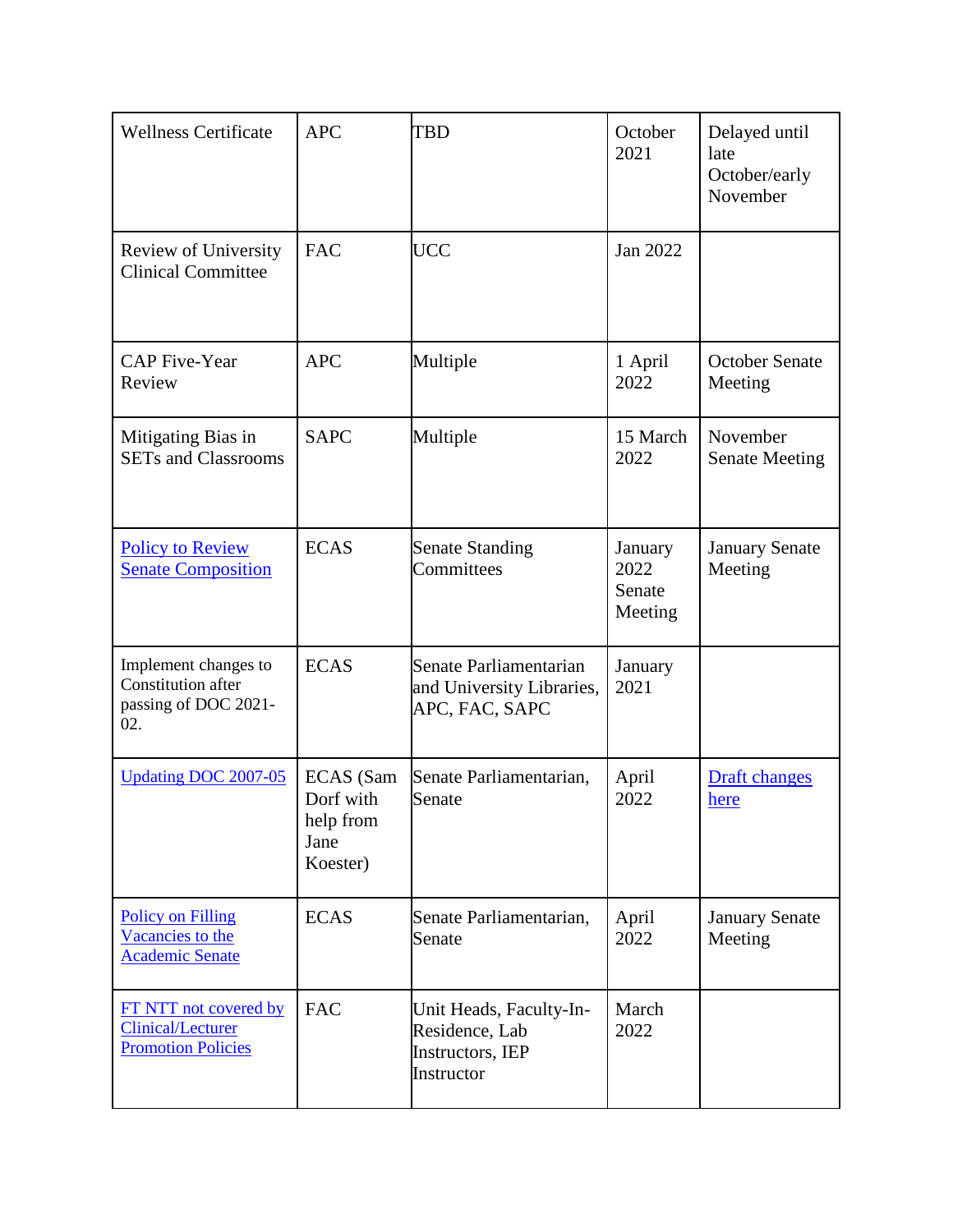| Wellness Certificate | APC | TBD | October 2021 | Delayed until late October/early November |
|---|---|---|---|---|
| Review of University Clinical Committee | FAC | UCC | Jan 2022 | |
| CAP Five-Year Review | APC | Multiple | 1 April 2022 | October Senate Meeting |
| Mitigating Bias in SETs and Classrooms | SAPC | Multiple | 15 March 2022 | November Senate Meeting |
| Policy to Review Senate Composition | ECAS | Senate Standing Committees | January 2022 Senate Meeting | January Senate Meeting |
| Implement changes to Constitution after passing of DOC 2021-02. | ECAS | Senate Parliamentarian and University Libraries, APC, FAC, SAPC | January 2021 | |
| Updating DOC 2007-05 | ECAS (Sam Dorf with help from Jane Koester) | Senate Parliamentarian, Senate | April 2022 | Draft changes here |
| Policy on Filling Vacancies to the Academic Senate | ECAS | Senate Parliamentarian, Senate | April 2022 | January Senate Meeting |
| FT NTT not covered by Clinical/Lecturer Promotion Policies | FAC | Unit Heads, Faculty-In-Residence, Lab Instructors, IEP Instructor | March 2022 | |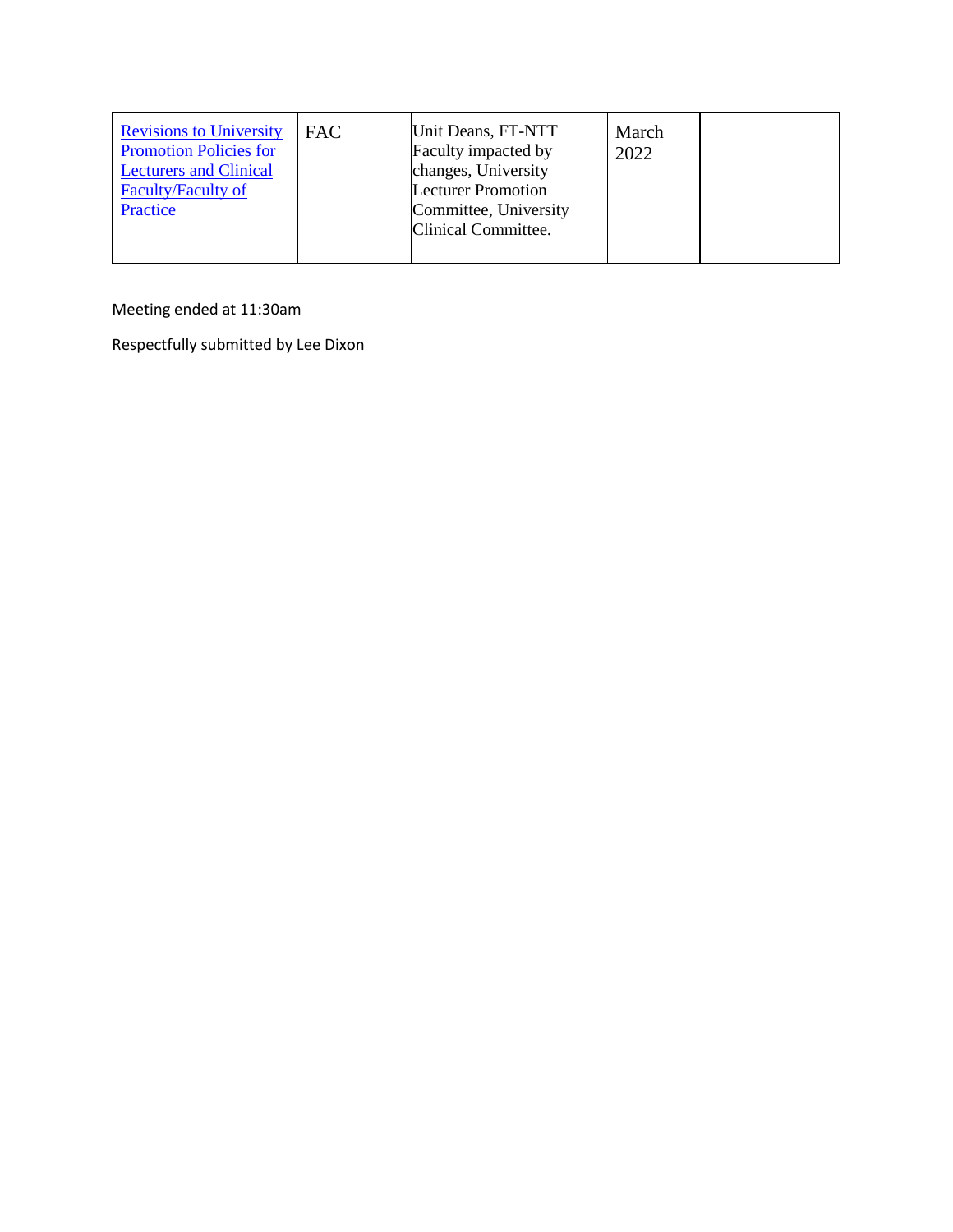| | | | | |
|---|---|---|---|---|
| Revisions to University Promotion Policies for Lecturers and Clinical Faculty/Faculty of Practice | FAC | Unit Deans, FT-NTT Faculty impacted by changes, University Lecturer Promotion Committee, University Clinical Committee. | March 2022 | |

Meeting ended at 11:30am

Respectfully submitted by Lee Dixon